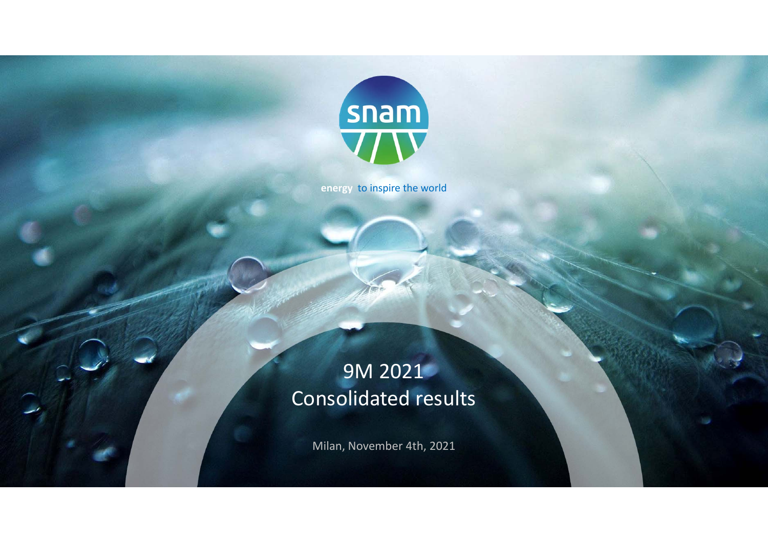snam

energy to inspire the world

# 9M 2021
# Consolidated results

Milan, November 4th, 2021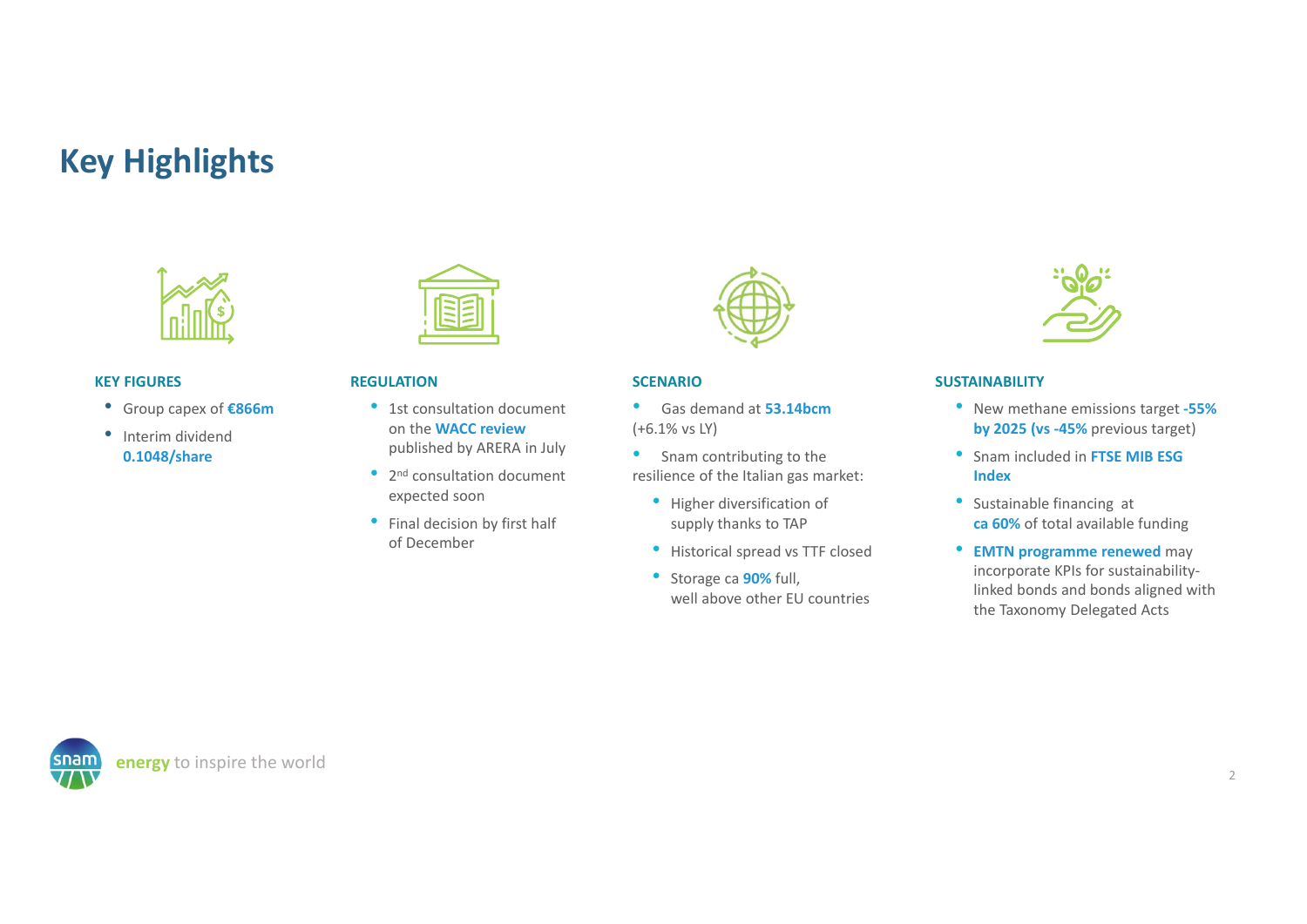# Key Highlights

### KEY FIGURES

- Group capex of **€866m**
- Interim dividend **0.1048/share**

### REGULATION

- 1st consultation document on the **WACC review** published by ARERA in July
- 2nd consultation document expected soon
- Final decision by first half of December

### SCENARIO

- Gas demand at **53.14bcm** (+6.1% vs LY)
- Snam contributing to the resilience of the Italian gas market:
  - Higher diversification of supply thanks to TAP
  - Historical spread vs TTF closed
  - Storage ca **90%** full, well above other EU countries

### SUSTAINABILITY

- New methane emissions target **-55% by 2025 (vs -45%** previous target)
- Snam included in **FTSE MIB ESG Index**
- Sustainable financing at **ca 60%** of total available funding
- **EMTN programme renewed** may incorporate KPIs for sustainability-linked bonds and bonds aligned with the Taxonomy Delegated Acts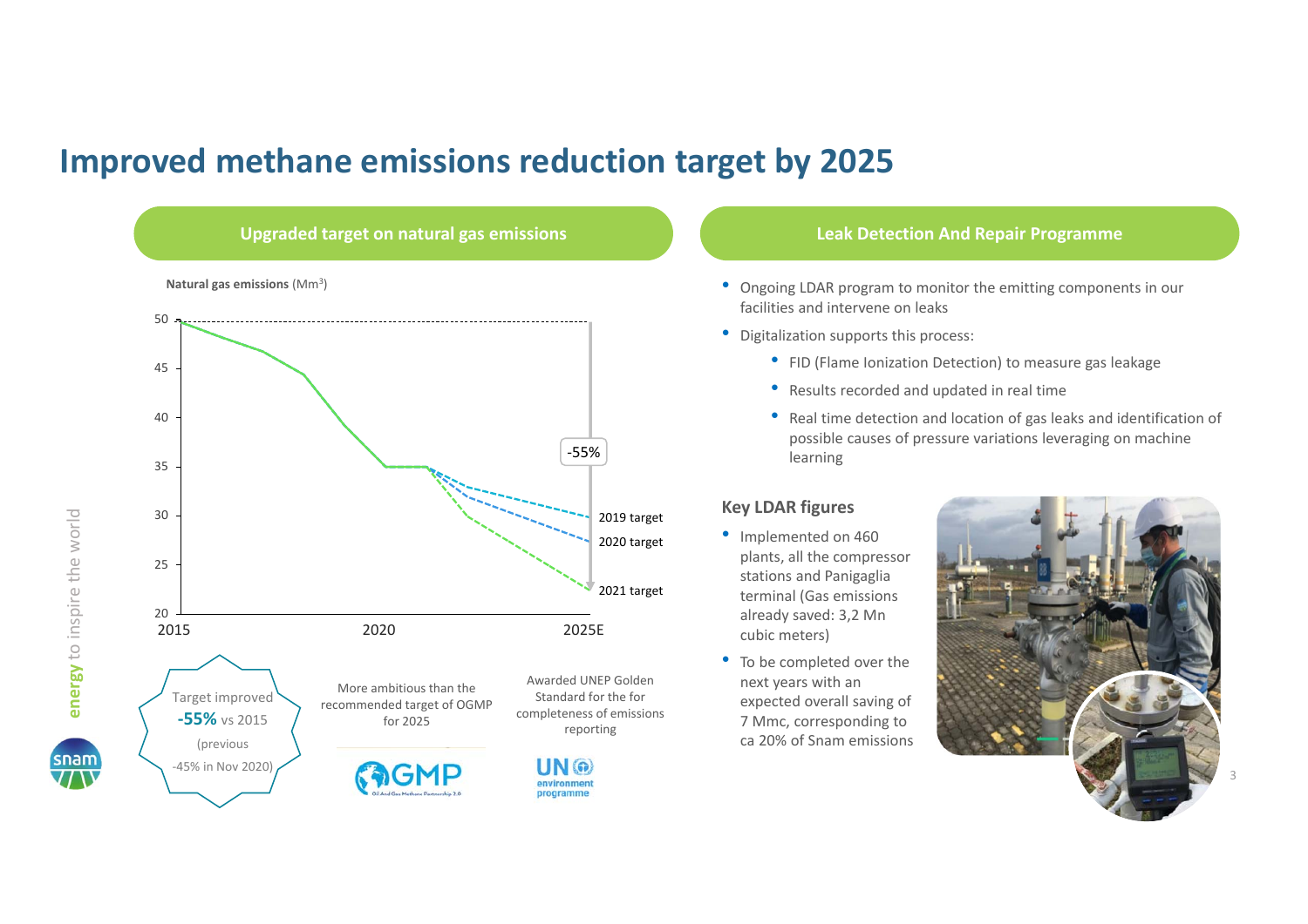# Improved methane emissions reduction target by 2025

## Upgraded target on natural gas emissions

**Natural gas emissions** (Mm$^3$)

- 2019 target
- 2020 target
- 2021 target

-55%

Target improved **-55%** vs 2015 (previous -45% in Nov 2020)

More ambitious than the recommended target of OGMP for 2025

Awarded UNEP Golden Standard for the for completeness of emissions reporting

## Leak Detection And Repair Programme

- Ongoing LDAR program to monitor the emitting components in our facilities and intervene on leaks
- Digitalization supports this process:
  - FID (Flame Ionization Detection) to measure gas leakage
  - Results recorded and updated in real time
  - Real time detection and location of gas leaks and identification of possible causes of pressure variations leveraging on machine learning

### Key LDAR figures

- Implemented on 460 plants, all the compressor stations and Panigaglia terminal (Gas emissions already saved: 3,2 Mn cubic meters)
- To be completed over the next years with an expected overall saving of 7 Mmc, corresponding to ca 20% of Snam emissions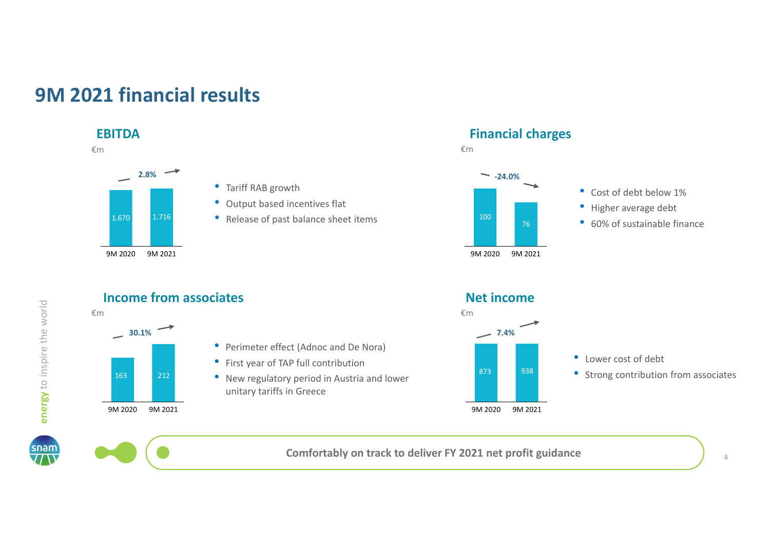# 9M 2021 financial results

## EBITDA

€m

| | 9M 2020 | 9M 2021 |
|---|---|---|
| EBITDA | 1.670 | 1.716 |

2.8%

- Tariff RAB growth
- Output based incentives flat
- Release of past balance sheet items

## Financial charges

€m

| | 9M 2020 | 9M 2021 |
|---|---|---|
| Financial charges | 100 | 76 |

-24.0%

- Cost of debt below 1%
- Higher average debt
- 60% of sustainable finance

## Income from associates

€m

| | 9M 2020 | 9M 2021 |
|---|---|---|
| Income from associates | 163 | 212 |

30.1%

- Perimeter effect (Adnoc and De Nora)
- First year of TAP full contribution
- New regulatory period in Austria and lower unitary tariffs in Greece

## Net income

€m

| | 9M 2020 | 9M 2021 |
|---|---|---|
| Net income | 873 | 938 |

7.4%

- Lower cost of debt
- Strong contribution from associates

**Comfortably on track to deliver FY 2021 net profit guidance**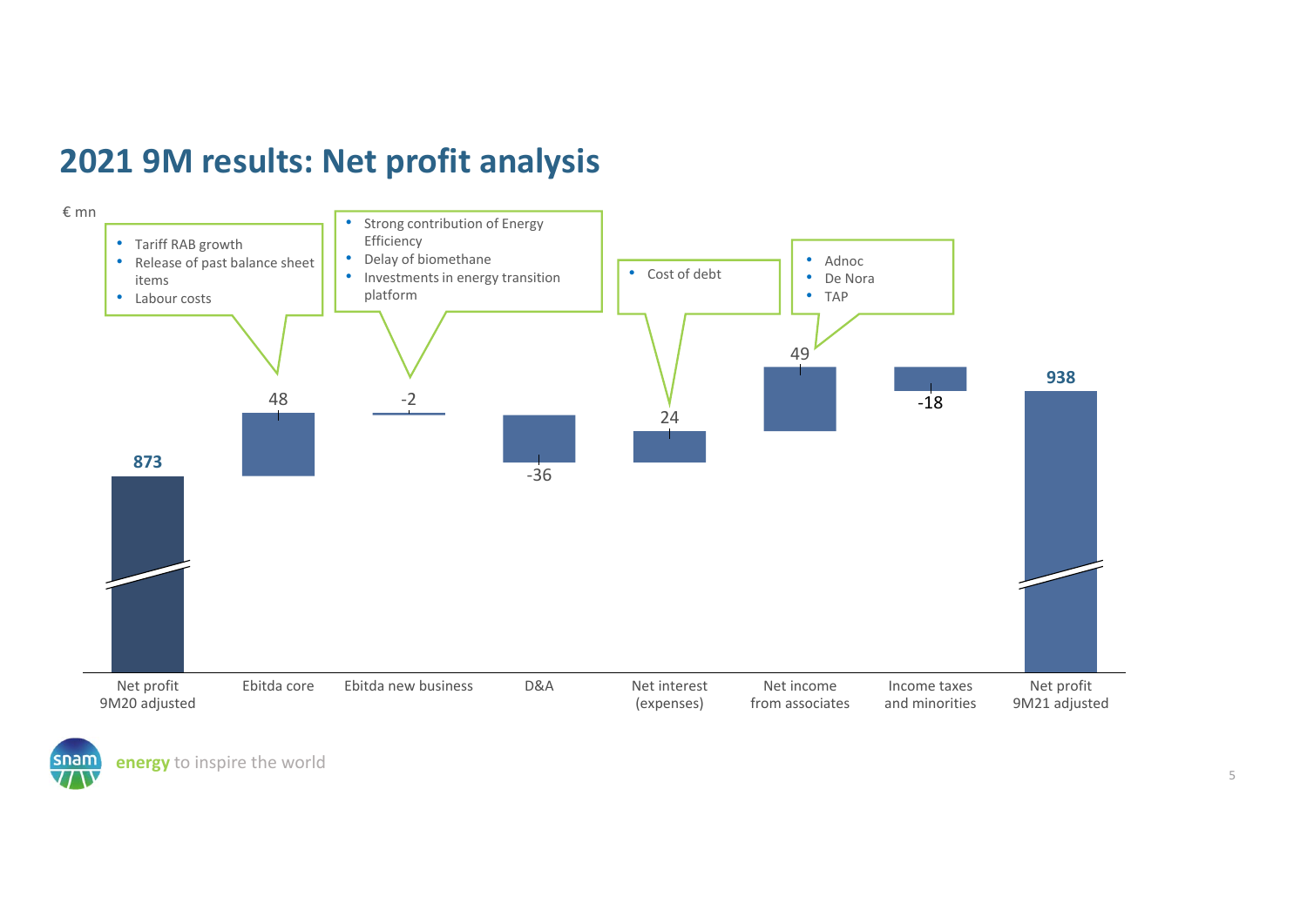# 2021 9M results: Net profit analysis

€ mn

| Item | Value (€ mn) |
|---|---|
| Net profit 9M20 adjusted | 873 |
| Ebitda core | 48 |
| Ebitda new business | -2 |
| D&A | -36 |
| Net interest (expenses) | 24 |
| Net income from associates | 49 |
| Income taxes and minorities | -18 |
| Net profit 9M21 adjusted | 938 |

**Ebitda core:**
- Tariff RAB growth
- Release of past balance sheet items
- Labour costs

**Ebitda new business:**
- Strong contribution of Energy Efficiency
- Delay of biomethane
- Investments in energy transition platform

**Net interest (expenses):**
- Cost of debt

**Net income from associates:**
- Adnoc
- De Nora
- TAP

**energy** to inspire the world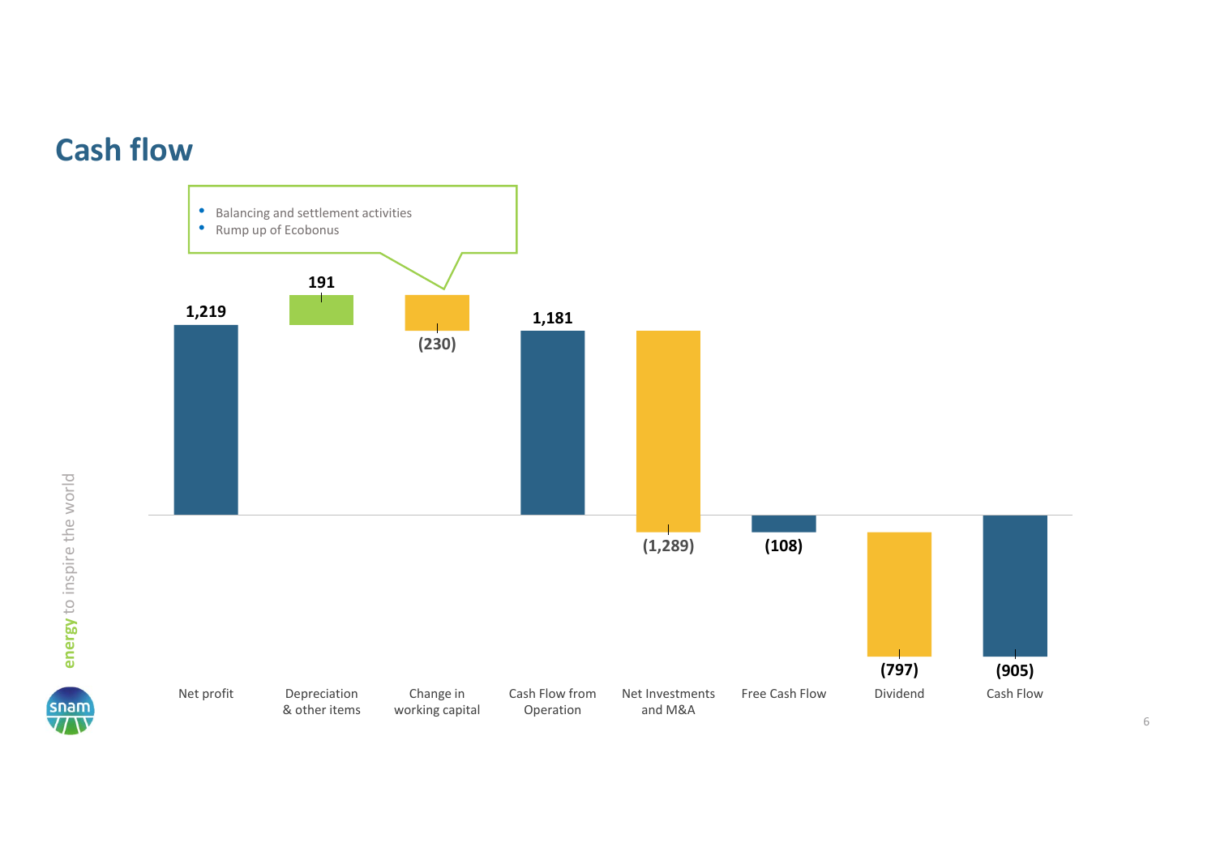# Cash flow

- Balancing and settlement activities
- Rump up of Ecobonus

| Net profit | Depreciation & other items | Change in working capital | Cash Flow from Operation | Net Investments and M&A | Free Cash Flow | Dividend | Cash Flow |
|---|---|---|---|---|---|---|---|
| 1,219 | 191 | (230) | 1,181 | (1,289) | (108) | (797) | (905) |

energy to inspire the world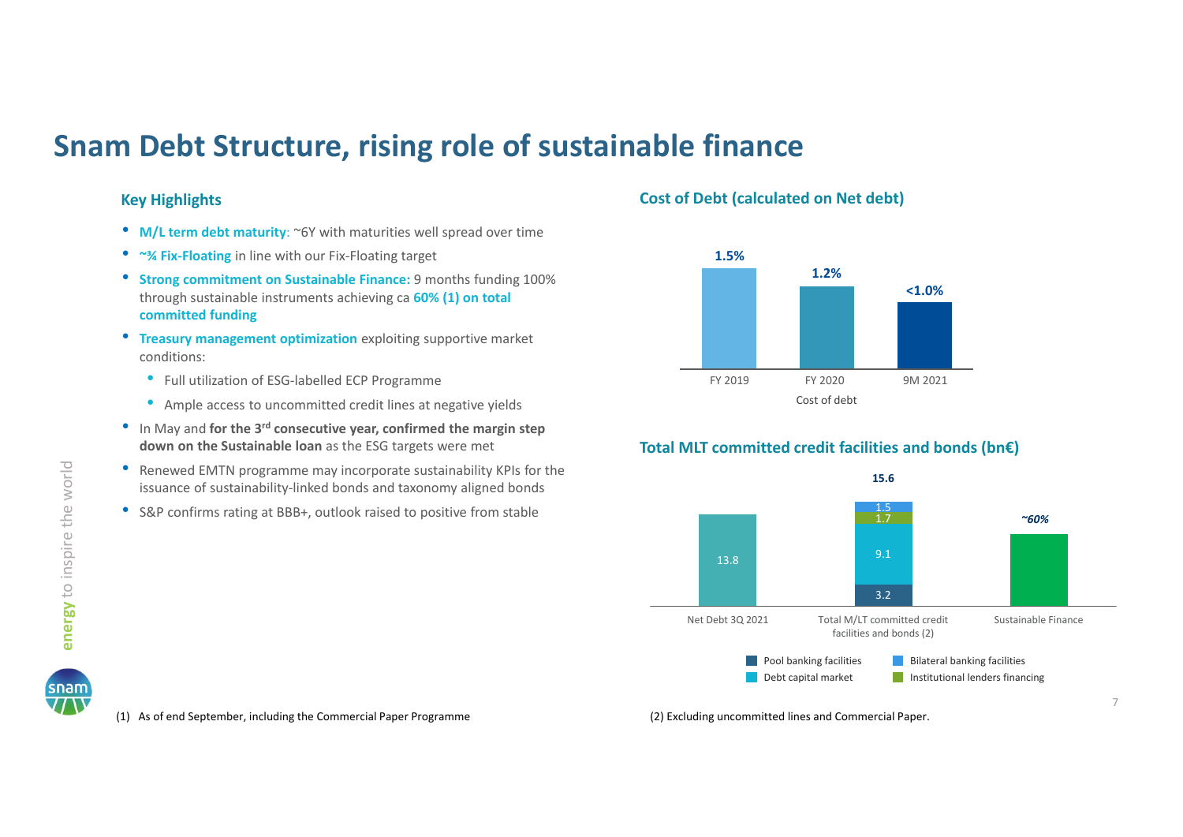# Snam Debt Structure, rising role of sustainable finance

### Key Highlights

- **M/L term debt maturity**: ~6Y with maturities well spread over time
- **~¾ Fix-Floating** in line with our Fix-Floating target
- **Strong commitment on Sustainable Finance:** 9 months funding 100% through sustainable instruments achieving ca **60% (1) on total committed funding**
- **Treasury management optimization** exploiting supportive market conditions:
  - Full utilization of ESG-labelled ECP Programme
  - Ample access to uncommitted credit lines at negative yields
- In May and **for the 3rd consecutive year, confirmed the margin step down on the Sustainable loan** as the ESG targets were met
- Renewed EMTN programme may incorporate sustainability KPIs for the issuance of sustainability-linked bonds and taxonomy aligned bonds
- S&P confirms rating at BBB+, outlook raised to positive from stable

### Cost of Debt (calculated on Net debt)

| Cost of debt | FY 2019 | FY 2020 | 9M 2021 |
|---|---|---|---|
| | 1.5% | 1.2% | <1.0% |

### Total MLT committed credit facilities and bonds (bn€)

| | Net Debt 3Q 2021 | Total M/LT committed credit facilities and bonds (2) | Sustainable Finance |
|---|---|---|---|
| Net Debt | 13.8 | | |
| Pool banking facilities | | 3.2 | |
| Debt capital market | | 9.1 | |
| Institutional lenders financing | | 1.7 | |
| Bilateral banking facilities | | 1.5 | |
| Total | 13.8 | 15.6 | *~60%* |

(1) As of end September, including the Commercial Paper Programme

(2) Excluding uncommitted lines and Commercial Paper.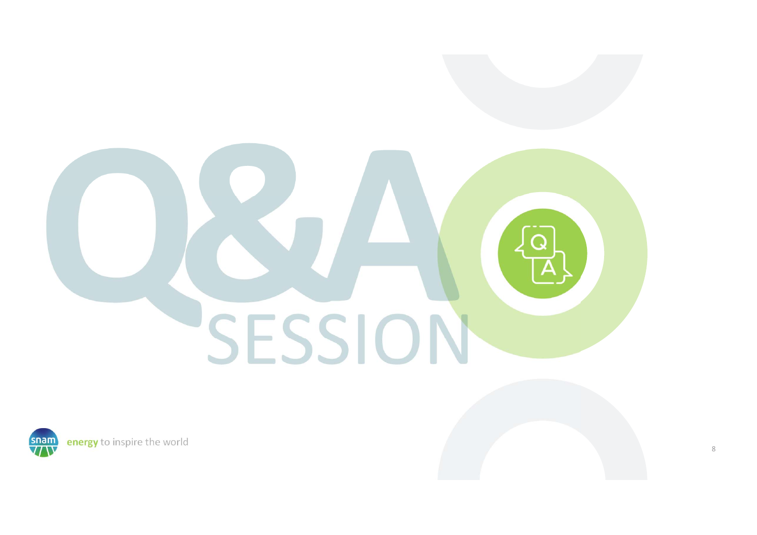# Q&A SESSION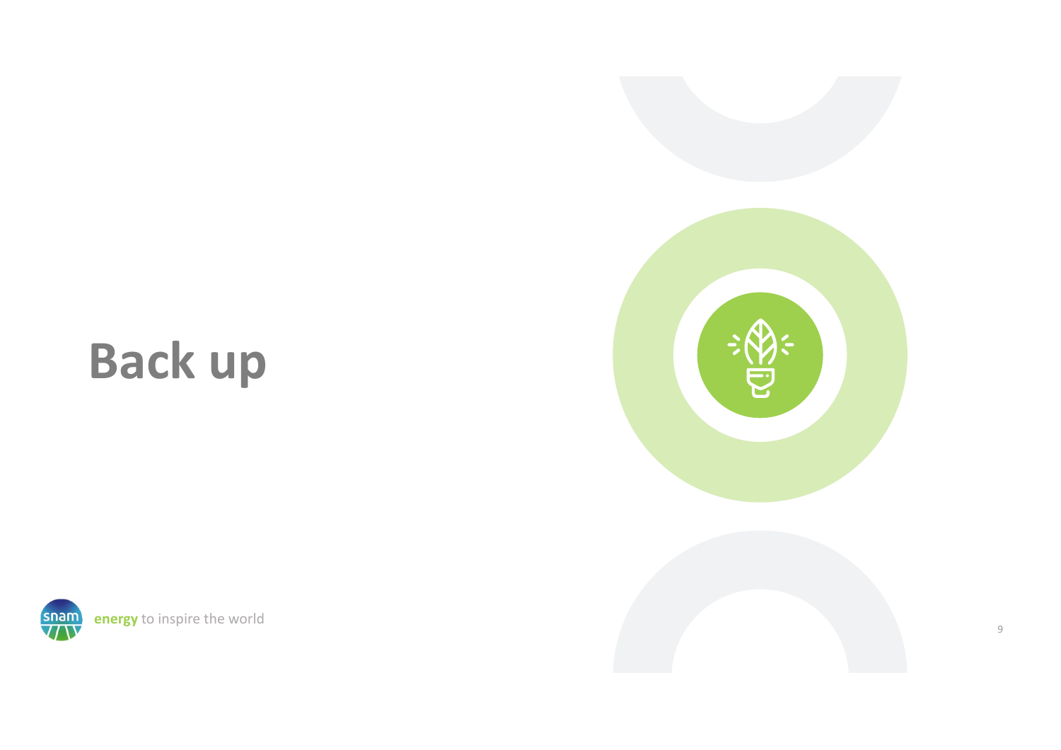# Back up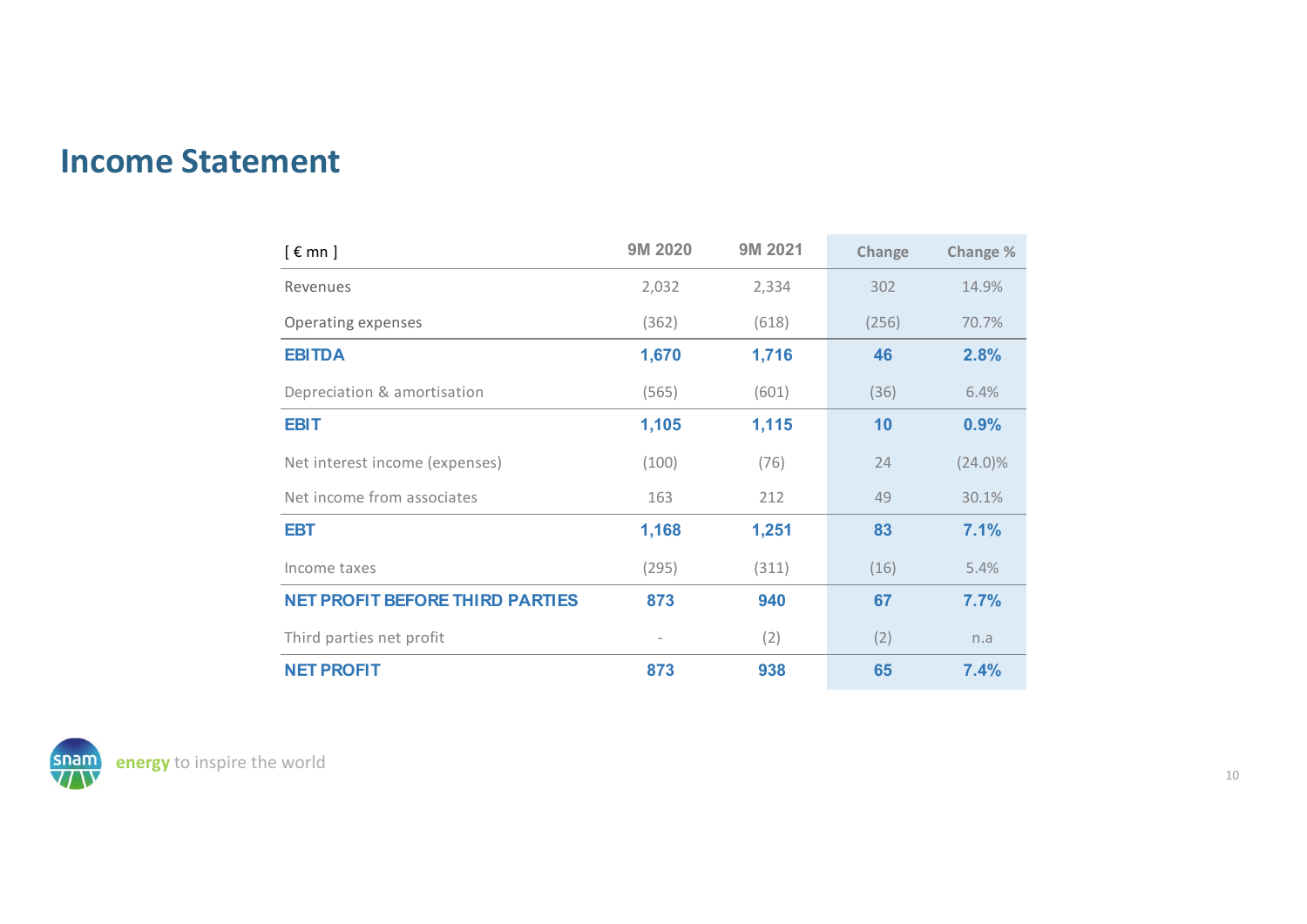# Income Statement

| [ € mn ] | 9M 2020 | 9M 2021 | Change | Change % |
|---|---|---|---|---|
| Revenues | 2,032 | 2,334 | 302 | 14.9% |
| Operating expenses | (362) | (618) | (256) | 70.7% |
| **EBITDA** | **1,670** | **1,716** | **46** | **2.8%** |
| Depreciation & amortisation | (565) | (601) | (36) | 6.4% |
| **EBIT** | **1,105** | **1,115** | **10** | **0.9%** |
| Net interest income (expenses) | (100) | (76) | 24 | (24.0)% |
| Net income from associates | 163 | 212 | 49 | 30.1% |
| **EBT** | **1,168** | **1,251** | **83** | **7.1%** |
| Income taxes | (295) | (311) | (16) | 5.4% |
| **NET PROFIT BEFORE THIRD PARTIES** | **873** | **940** | **67** | **7.7%** |
| Third parties net profit | - | (2) | (2) | n.a |
| **NET PROFIT** | **873** | **938** | **65** | **7.4%** |

snam **energy** to inspire the world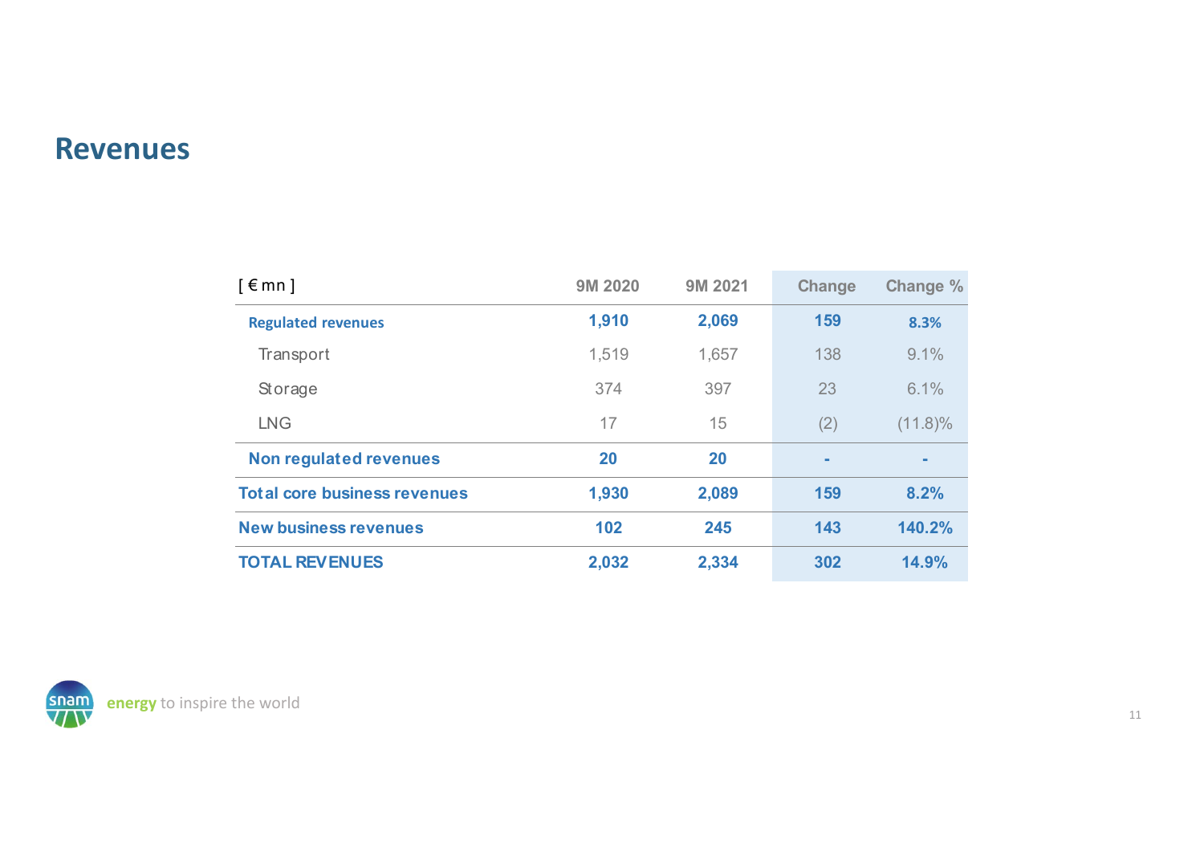# Revenues

| [ € mn ] | 9M 2020 | 9M 2021 | Change | Change % |
|---|---|---|---|---|
| **Regulated revenues** | **1,910** | **2,069** | **159** | **8.3%** |
| Transport | 1,519 | 1,657 | 138 | 9.1% |
| Storage | 374 | 397 | 23 | 6.1% |
| LNG | 17 | 15 | (2) | (11.8)% |
| **Non regulated revenues** | **20** | **20** | **-** | **-** |
| **Total core business revenues** | **1,930** | **2,089** | **159** | **8.2%** |
| **New business revenues** | **102** | **245** | **143** | **140.2%** |
| **TOTAL REVENUES** | **2,032** | **2,334** | **302** | **14.9%** |

snam **energy** to inspire the world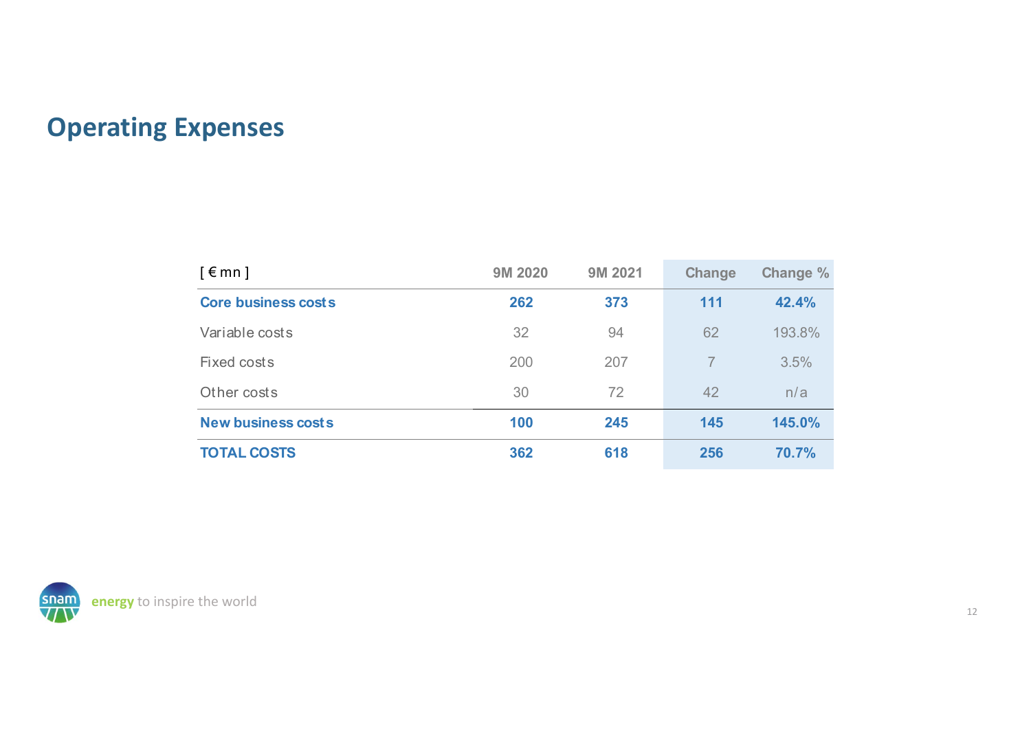# Operating Expenses

| [ € mn ] | 9M 2020 | 9M 2021 | Change | Change % |
|---|---|---|---|---|
| **Core business costs** | **262** | **373** | **111** | **42.4%** |
| Variable costs | 32 | 94 | 62 | 193.8% |
| Fixed costs | 200 | 207 | 7 | 3.5% |
| Other costs | 30 | 72 | 42 | n/a |
| **New business costs** | **100** | **245** | **145** | **145.0%** |
| **TOTAL COSTS** | **362** | **618** | **256** | **70.7%** |

snam **energy** to inspire the world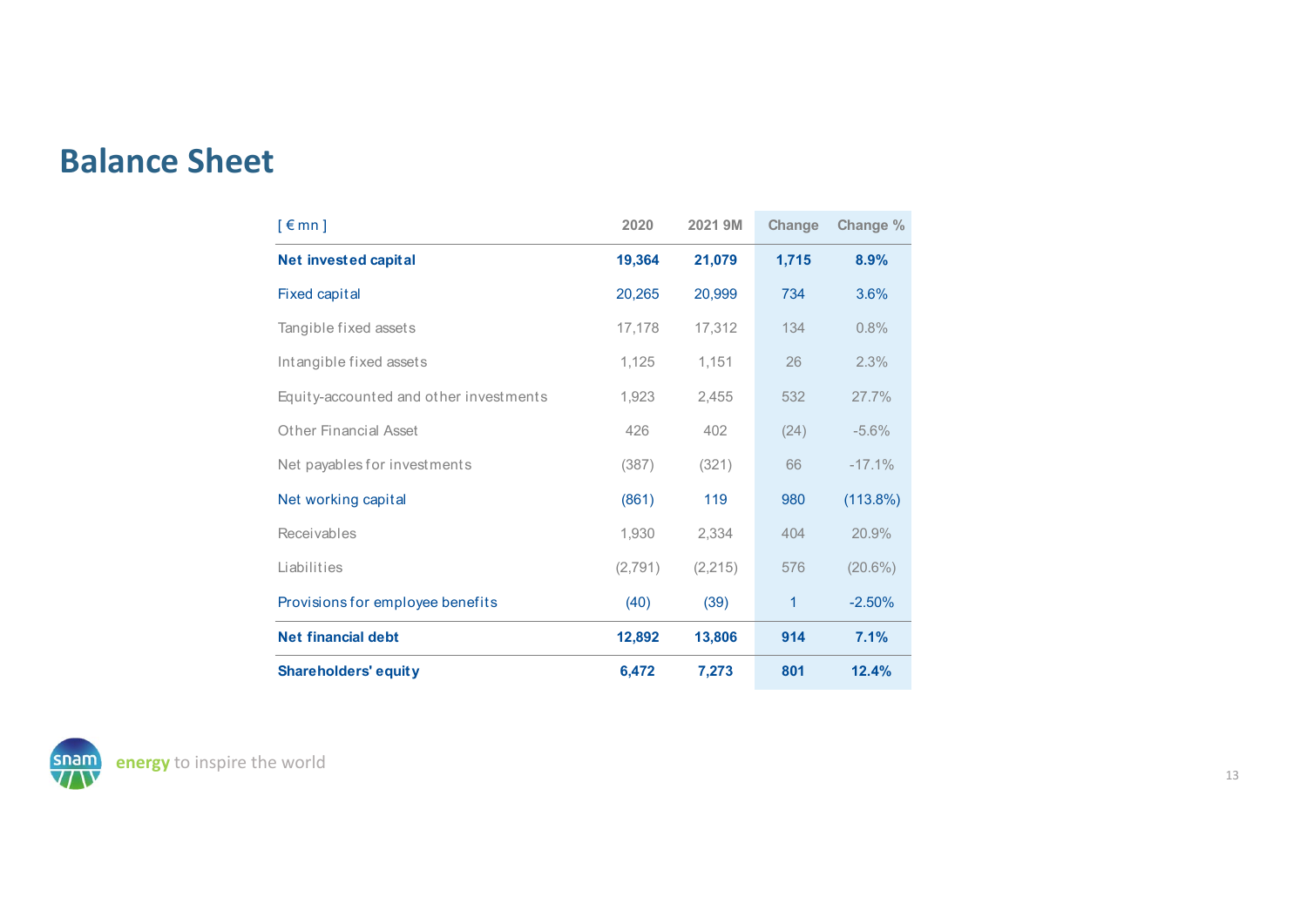# Balance Sheet

| [ € mn ] | 2020 | 2021 9M | Change | Change % |
|---|---|---|---|---|
| **Net invested capital** | **19,364** | **21,079** | **1,715** | **8.9%** |
| Fixed capital | 20,265 | 20,999 | 734 | 3.6% |
| Tangible fixed assets | 17,178 | 17,312 | 134 | 0.8% |
| Intangible fixed assets | 1,125 | 1,151 | 26 | 2.3% |
| Equity-accounted and other investments | 1,923 | 2,455 | 532 | 27.7% |
| Other Financial Asset | 426 | 402 | (24) | -5.6% |
| Net payables for investments | (387) | (321) | 66 | -17.1% |
| Net working capital | (861) | 119 | 980 | (113.8%) |
| Receivables | 1,930 | 2,334 | 404 | 20.9% |
| Liabilities | (2,791) | (2,215) | 576 | (20.6%) |
| Provisions for employee benefits | (40) | (39) | 1 | -2.50% |
| **Net financial debt** | **12,892** | **13,806** | **914** | **7.1%** |
| **Shareholders' equity** | **6,472** | **7,273** | **801** | **12.4%** |

snam energy to inspire the world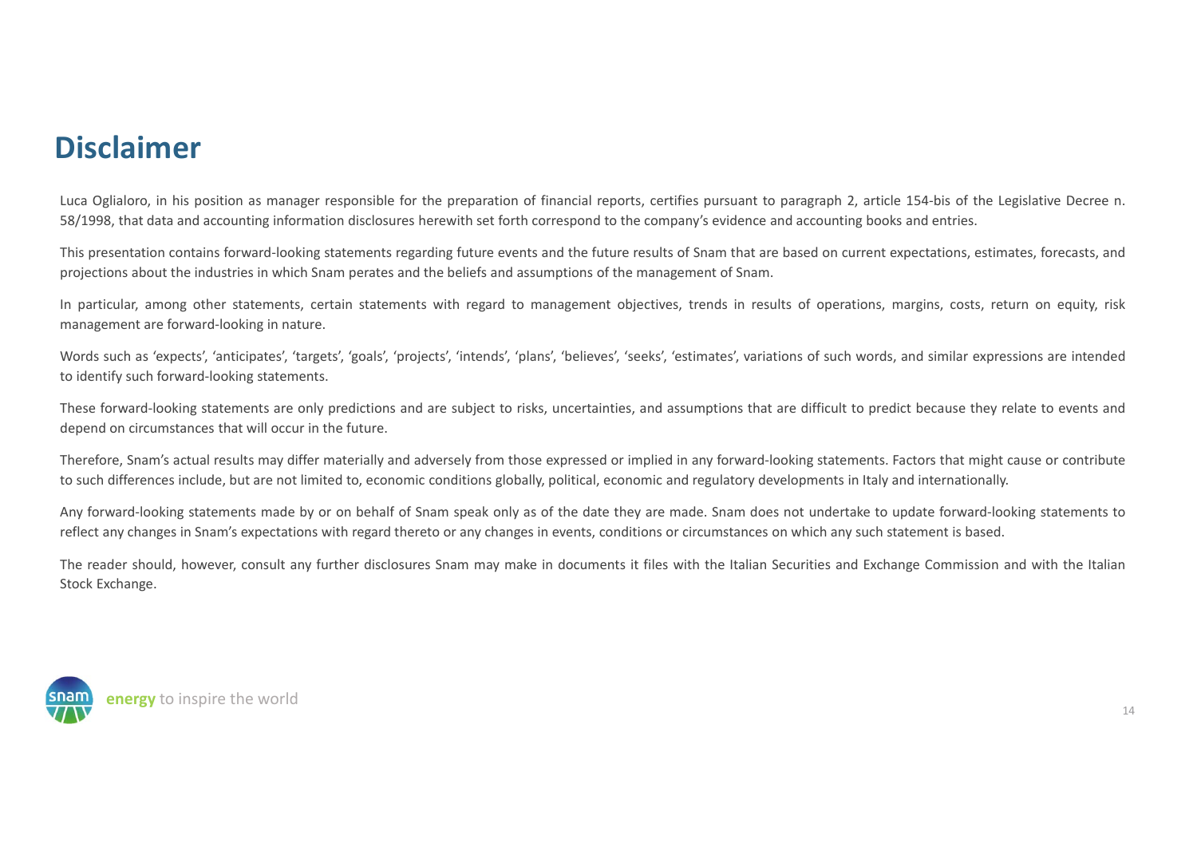# Disclaimer

Luca Oglialoro, in his position as manager responsible for the preparation of financial reports, certifies pursuant to paragraph 2, article 154-bis of the Legislative Decree n. 58/1998, that data and accounting information disclosures herewith set forth correspond to the company's evidence and accounting books and entries.

This presentation contains forward-looking statements regarding future events and the future results of Snam that are based on current expectations, estimates, forecasts, and projections about the industries in which Snam perates and the beliefs and assumptions of the management of Snam.

In particular, among other statements, certain statements with regard to management objectives, trends in results of operations, margins, costs, return on equity, risk management are forward-looking in nature.

Words such as 'expects', 'anticipates', 'targets', 'goals', 'projects', 'intends', 'plans', 'believes', 'seeks', 'estimates', variations of such words, and similar expressions are intended to identify such forward-looking statements.

These forward-looking statements are only predictions and are subject to risks, uncertainties, and assumptions that are difficult to predict because they relate to events and depend on circumstances that will occur in the future.

Therefore, Snam's actual results may differ materially and adversely from those expressed or implied in any forward-looking statements. Factors that might cause or contribute to such differences include, but are not limited to, economic conditions globally, political, economic and regulatory developments in Italy and internationally.

Any forward-looking statements made by or on behalf of Snam speak only as of the date they are made. Snam does not undertake to update forward-looking statements to reflect any changes in Snam's expectations with regard thereto or any changes in events, conditions or circumstances on which any such statement is based.

The reader should, however, consult any further disclosures Snam may make in documents it files with the Italian Securities and Exchange Commission and with the Italian Stock Exchange.

snam **energy** to inspire the world